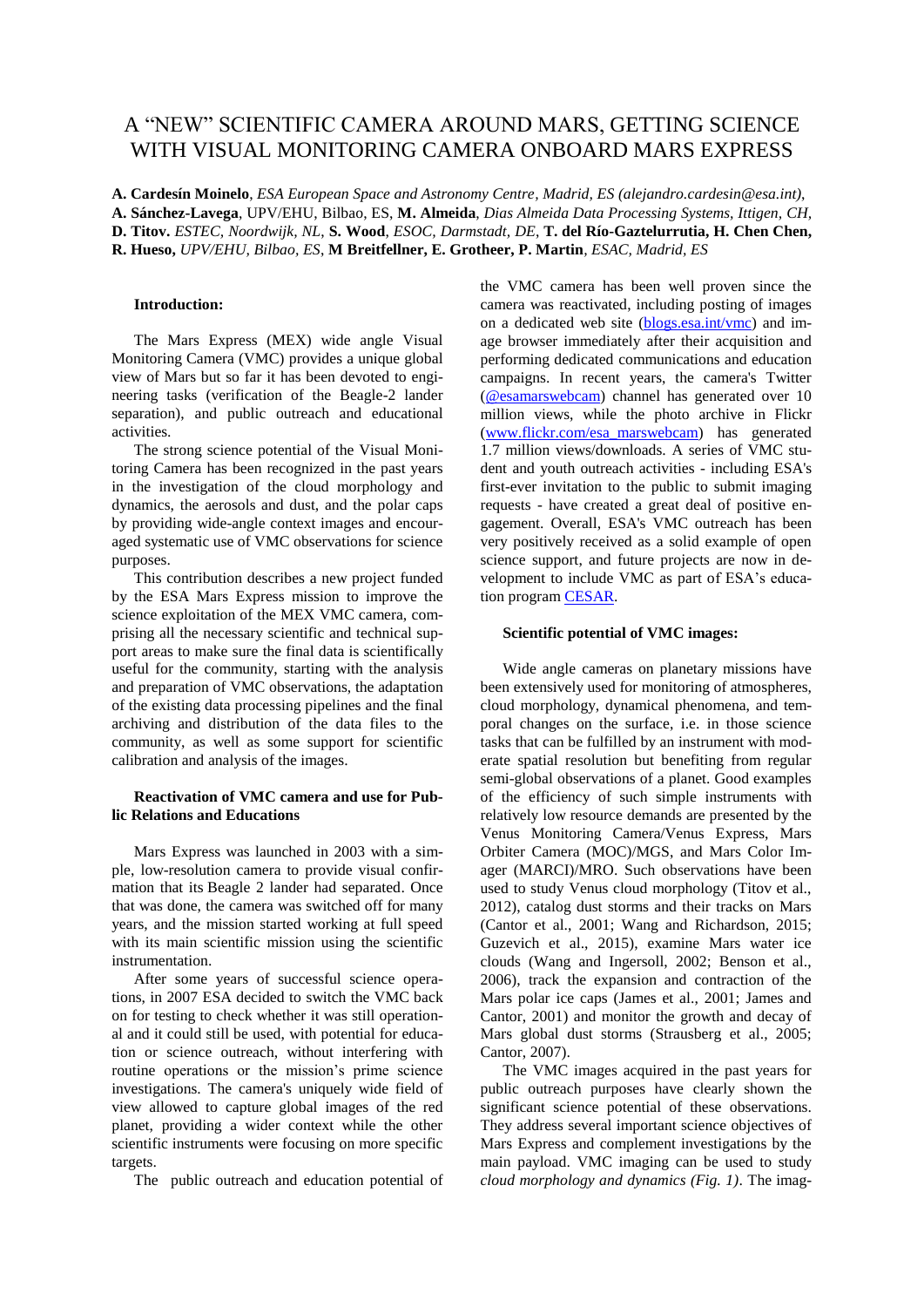# A "NEW" SCIENTIFIC CAMERA AROUND MARS, GETTING SCIENCE WITH VISUAL MONITORING CAMERA ONBOARD MARS EXPRESS

**A. Cardesín Moinelo**, *ESA European Space and Astronomy Centre, Madrid, ES (alejandro.cardesin@esa.int)*, **A. Sánchez-Lavega**, UPV/EHU, Bilbao, ES, **M. Almeida**, *Dias Almeida Data Processing Systems, Ittigen, CH*, **D. Titov**. *ESTEC, Noordwijk, NL*, **S. Wood**, *ESOC, Darmstadt, DE*, **T. del Río-Gaztelurrutia, H. Chen Chen, R. Hueso,** *UPV/EHU, Bilbao, ES*, **M Breitfellner, E. Grotheer, P. Martin**, *ESAC, Madrid, ES*

**Introduction:**

The Mars Express (MEX) wide angle Visual Monitoring Camera (VMC) provides a unique global view of Mars but so far it has been devoted to engineering tasks (verification of the Beagle-2 lander separation), and public outreach and educational activities.

The strong science potential of the Visual Monitoring Camera has been recognized in the past years in the investigation of the cloud morphology and dynamics, the aerosols and dust, and the polar caps by providing wide-angle context images and encouraged systematic use of VMC observations for science purposes.

This contribution describes a new project funded by the ESA Mars Express mission to improve the science exploitation of the MEX VMC camera, comprising all the necessary scientific and technical support areas to make sure the final data is scientifically useful for the community, starting with the analysis and preparation of VMC observations, the adaptation of the existing data processing pipelines and the final archiving and distribution of the data files to the community, as well as some support for scientific calibration and analysis of the images.

**Reactivation of VMC camera and use for Public Relations and Educations**

Mars Express was launched in 2003 with a simple, low-resolution camera to provide visual confirmation that its Beagle 2 lander had separated. Once that was done, the camera was switched off for many years, and the mission started working at full speed with its main scientific mission using the scientific instrumentation.

After some years of successful science operations, in 2007 ESA decided to switch the VMC back on for testing to check whether it was still operational and it could still be used, with potential for education or science outreach, without interfering with routine operations or the mission's prime science investigations. The camera's uniquely wide field of view allowed to capture global images of the red planet, providing a wider context while the other scientific instruments were focusing on more specific targets.

The public outreach and education potential of the VMC camera has been well proven since the camera was reactivated, including posting of images on a dedicated web site (blogs.esa.int/vmc) and image browser immediately after their acquisition and performing dedicated communications and education campaigns. In recent years, the camera's Twitter (@esamarswebcam) channel has generated over 10 million views, while the photo archive in Flickr (www.flickr.com/esa_marswebcam) has generated 1.7 million views/downloads. A series of VMC student and youth outreach activities - including ESA's first-ever invitation to the public to submit imaging requests - have created a great deal of positive engagement. Overall, ESA's VMC outreach has been very positively received as a solid example of open science support, and future projects are now in development to include VMC as part of ESA's education program CESAR.

**Scientific potential of VMC images:**

Wide angle cameras on planetary missions have been extensively used for monitoring of atmospheres, cloud morphology, dynamical phenomena, and temporal changes on the surface, i.e. in those science tasks that can be fulfilled by an instrument with moderate spatial resolution but benefiting from regular semi-global observations of a planet. Good examples of the efficiency of such simple instruments with relatively low resource demands are presented by the Venus Monitoring Camera/Venus Express, Mars Orbiter Camera (MOC)/MGS, and Mars Color Imager (MARCI)/MRO. Such observations have been used to study Venus cloud morphology (Titov et al., 2012), catalog dust storms and their tracks on Mars (Cantor et al., 2001; Wang and Richardson, 2015; Guzevich et al., 2015), examine Mars water ice clouds (Wang and Ingersoll, 2002; Benson et al., 2006), track the expansion and contraction of the Mars polar ice caps (James et al., 2001; James and Cantor, 2001) and monitor the growth and decay of Mars global dust storms (Strausberg et al., 2005; Cantor, 2007).

The VMC images acquired in the past years for public outreach purposes have clearly shown the significant science potential of these observations. They address several important science objectives of Mars Express and complement investigations by the main payload. VMC imaging can be used to study *cloud morphology and dynamics (Fig. 1)*. The imag-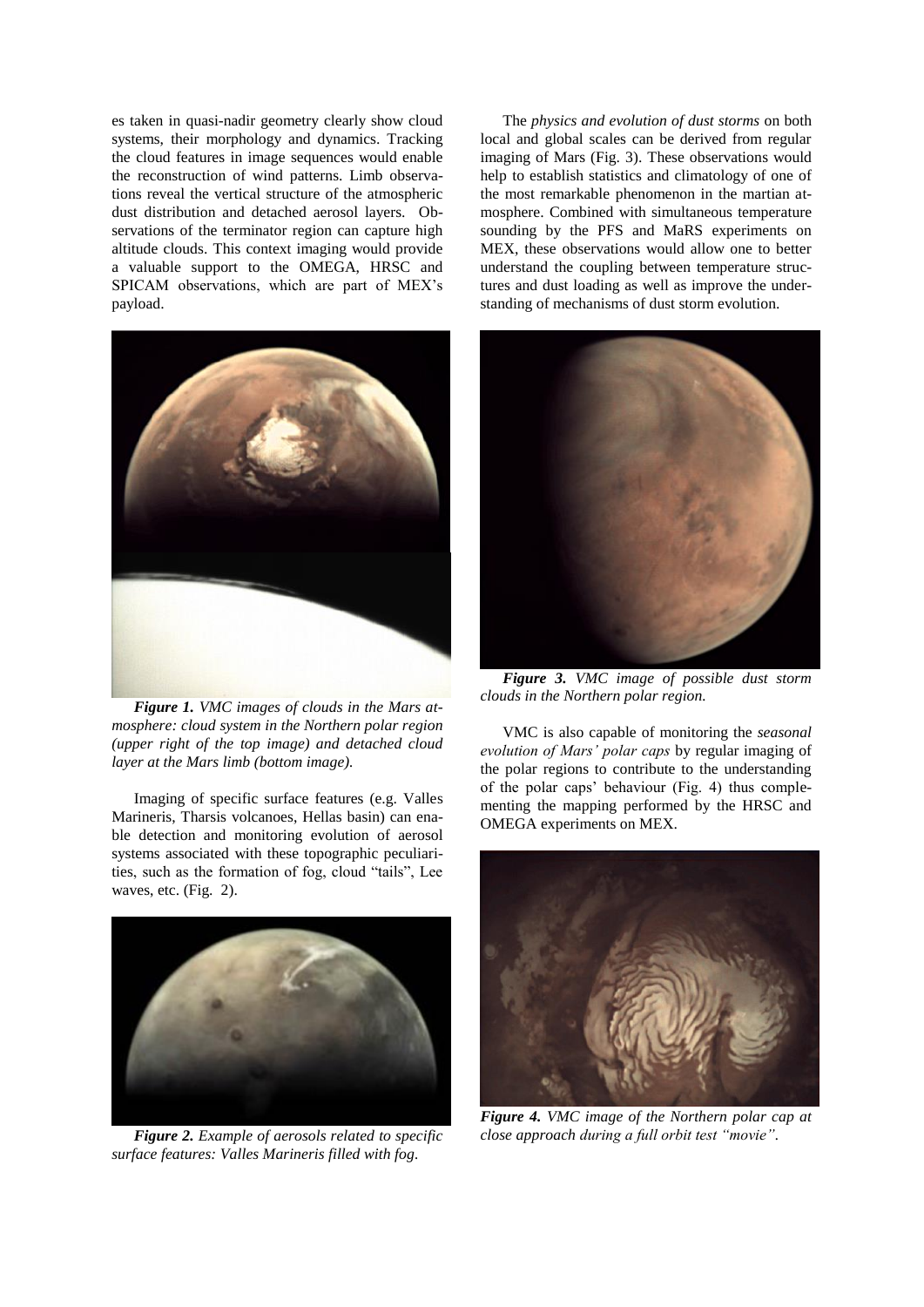es taken in quasi-nadir geometry clearly show cloud systems, their morphology and dynamics. Tracking the cloud features in image sequences would enable the reconstruction of wind patterns. Limb observations reveal the vertical structure of the atmospheric dust distribution and detached aerosol layers. Observations of the terminator region can capture high altitude clouds. This context imaging would provide a valuable support to the OMEGA, HRSC and SPICAM observations, which are part of MEX's payload.

***Figure 1.*** *VMC images of clouds in the Mars atmosphere: cloud system in the Northern polar region (upper right of the top image) and detached cloud layer at the Mars limb (bottom image).*

Imaging of specific surface features (e.g. Valles Marineris, Tharsis volcanoes, Hellas basin) can enable detection and monitoring evolution of aerosol systems associated with these topographic peculiarities, such as the formation of fog, cloud "tails", Lee waves, etc. (Fig. 2).

***Figure 2.*** *Example of aerosols related to specific surface features: Valles Marineris filled with fog.*

The *physics and evolution of dust storms* on both local and global scales can be derived from regular imaging of Mars (Fig. 3). These observations would help to establish statistics and climatology of one of the most remarkable phenomenon in the martian atmosphere. Combined with simultaneous temperature sounding by the PFS and MaRS experiments on MEX, these observations would allow one to better understand the coupling between temperature structures and dust loading as well as improve the understanding of mechanisms of dust storm evolution.

***Figure 3.*** *VMC image of possible dust storm clouds in the Northern polar region.*

VMC is also capable of monitoring the *seasonal evolution of Mars' polar caps* by regular imaging of the polar regions to contribute to the understanding of the polar caps' behaviour (Fig. 4) thus complementing the mapping performed by the HRSC and OMEGA experiments on MEX.

***Figure 4.*** *VMC image of the Northern polar cap at close approach during a full orbit test "movie".*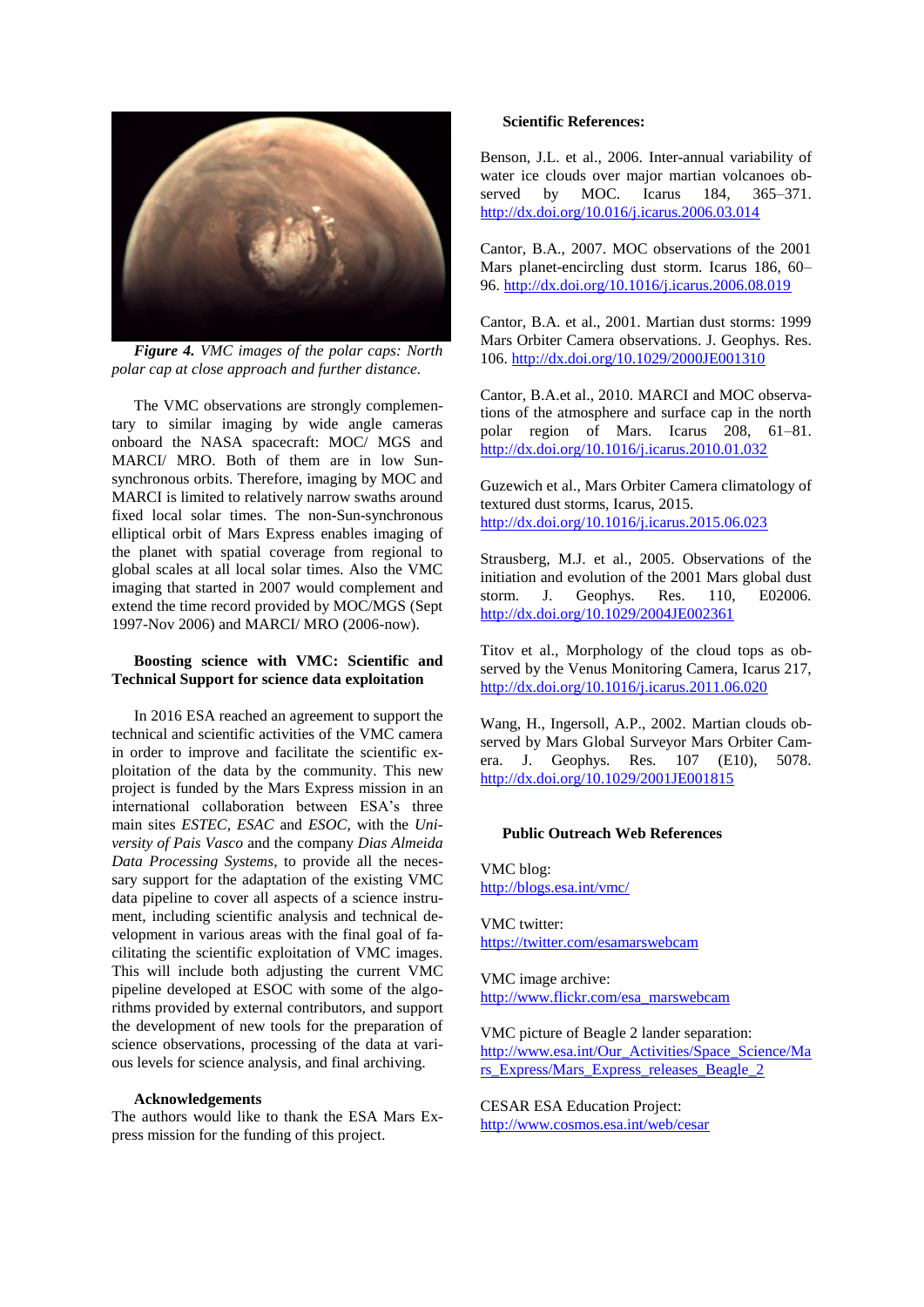*__Figure 4.__ VMC images of the polar caps: North polar cap at close approach and further distance.*

The VMC observations are strongly complementary to similar imaging by wide angle cameras onboard the NASA spacecraft: MOC/ MGS and MARCI/ MRO. Both of them are in low Sun-synchronous orbits. Therefore, imaging by MOC and MARCI is limited to relatively narrow swaths around fixed local solar times. The non-Sun-synchronous elliptical orbit of Mars Express enables imaging of the planet with spatial coverage from regional to global scales at all local solar times. Also the VMC imaging that started in 2007 would complement and extend the time record provided by MOC/MGS (Sept 1997-Nov 2006) and MARCI/ MRO (2006-now).

**Boosting science with VMC: Scientific and Technical Support for science data exploitation**

In 2016 ESA reached an agreement to support the technical and scientific activities of the VMC camera in order to improve and facilitate the scientific exploitation of the data by the community. This new project is funded by the Mars Express mission in an international collaboration between ESA's three main sites *ESTEC*, *ESAC* and *ESOC*, with the *University of Pais Vasco* and the company *Dias Almeida Data Processing Systems*, to provide all the necessary support for the adaptation of the existing VMC data pipeline to cover all aspects of a science instrument, including scientific analysis and technical development in various areas with the final goal of facilitating the scientific exploitation of VMC images. This will include both adjusting the current VMC pipeline developed at ESOC with some of the algorithms provided by external contributors, and support the development of new tools for the preparation of science observations, processing of the data at various levels for science analysis, and final archiving.

**Acknowledgements**

The authors would like to thank the ESA Mars Express mission for the funding of this project.

**Scientific References:**

Benson, J.L. et al., 2006. Inter-annual variability of water ice clouds over major martian volcanoes observed by MOC. Icarus 184, 365–371. http://dx.doi.org/10.016/j.icarus.2006.03.014

Cantor, B.A., 2007. MOC observations of the 2001 Mars planet-encircling dust storm. Icarus 186, 60–96. http://dx.doi.org/10.1016/j.icarus.2006.08.019

Cantor, B.A. et al., 2001. Martian dust storms: 1999 Mars Orbiter Camera observations. J. Geophys. Res. 106. http://dx.doi.org/10.1029/2000JE001310

Cantor, B.A.et al., 2010. MARCI and MOC observations of the atmosphere and surface cap in the north polar region of Mars. Icarus 208, 61–81. http://dx.doi.org/10.1016/j.icarus.2010.01.032

Guzewich et al., Mars Orbiter Camera climatology of textured dust storms, Icarus, 2015. http://dx.doi.org/10.1016/j.icarus.2015.06.023

Strausberg, M.J. et al., 2005. Observations of the initiation and evolution of the 2001 Mars global dust storm. J. Geophys. Res. 110, E02006. http://dx.doi.org/10.1029/2004JE002361

Titov et al., Morphology of the cloud tops as observed by the Venus Monitoring Camera, Icarus 217, http://dx.doi.org/10.1016/j.icarus.2011.06.020

Wang, H., Ingersoll, A.P., 2002. Martian clouds observed by Mars Global Surveyor Mars Orbiter Camera. J. Geophys. Res. 107 (E10), 5078. http://dx.doi.org/10.1029/2001JE001815

**Public Outreach Web References**

VMC blog:
http://blogs.esa.int/vmc/

VMC twitter:
https://twitter.com/esamarswebcam

VMC image archive:
http://www.flickr.com/esa_marswebcam

VMC picture of Beagle 2 lander separation:
http://www.esa.int/Our_Activities/Space_Science/Mars_Express/Mars_Express_releases_Beagle_2

CESAR ESA Education Project:
http://www.cosmos.esa.int/web/cesar